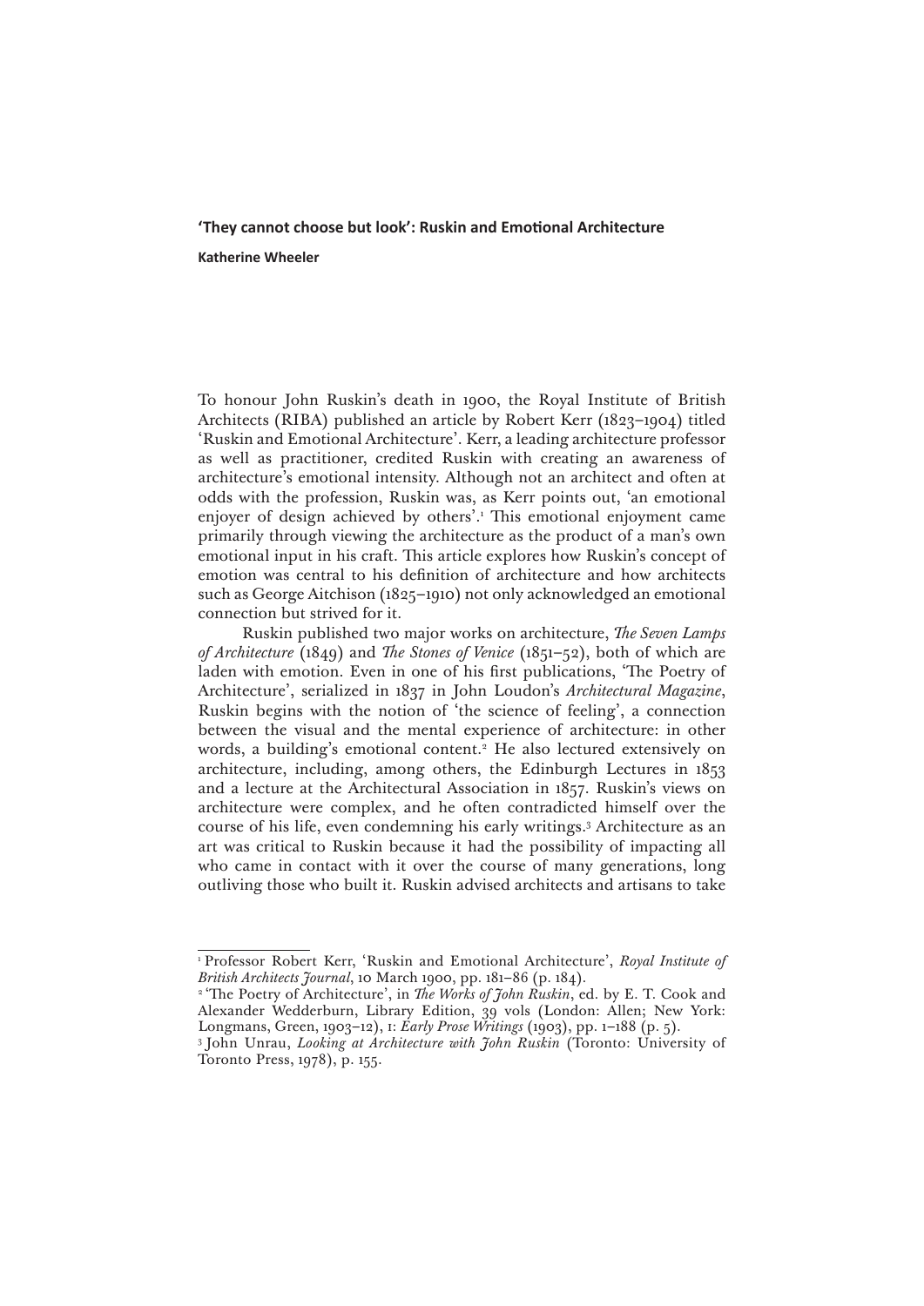# 'They cannot choose but look': Ruskin and Emotional Architecture

**Katherine Wheeler**

To honour John Ruskin's death in 1900, the Royal Institute of British Architects (RIBA) published an article by Robert Kerr (1823–1904) titled 'Ruskin and Emotional Architecture'. Kerr, a leading architecture professor as well as practitioner, credited Ruskin with creating an awareness of architecture's emotional intensity. Although not an architect and often at odds with the profession, Ruskin was, as Kerr points out, 'an emotional enjoyer of design achieved by others'.[1] This emotional enjoyment came primarily through viewing the architecture as the product of a man's own emotional input in his craft. This article explores how Ruskin's concept of emotion was central to his definition of architecture and how architects such as George Aitchison (1825–1910) not only acknowledged an emotional connection but strived for it.

Ruskin published two major works on architecture, *The Seven Lamps of Architecture* (1849) and *The Stones of Venice* (1851–52), both of which are laden with emotion. Even in one of his first publications, 'The Poetry of Architecture', serialized in 1837 in John Loudon's *Architectural Magazine*, Ruskin begins with the notion of 'the science of feeling', a connection between the visual and the mental experience of architecture: in other words, a building's emotional content.[2] He also lectured extensively on architecture, including, among others, the Edinburgh Lectures in 1853 and a lecture at the Architectural Association in 1857. Ruskin's views on architecture were complex, and he often contradicted himself over the course of his life, even condemning his early writings.[3] Architecture as an art was critical to Ruskin because it had the possibility of impacting all who came in contact with it over the course of many generations, long outliving those who built it. Ruskin advised architects and artisans to take

---

[1] Professor Robert Kerr, 'Ruskin and Emotional Architecture', *Royal Institute of British Architects Journal*, 10 March 1900, pp. 181–86 (p. 184).

[2] 'The Poetry of Architecture', in *The Works of John Ruskin*, ed. by E. T. Cook and Alexander Wedderburn, Library Edition, 39 vols (London: Allen; New York: Longmans, Green, 1903–12), I: *Early Prose Writings* (1903), pp. 1–188 (p. 5).

[3] John Unrau, *Looking at Architecture with John Ruskin* (Toronto: University of Toronto Press, 1978), p. 155.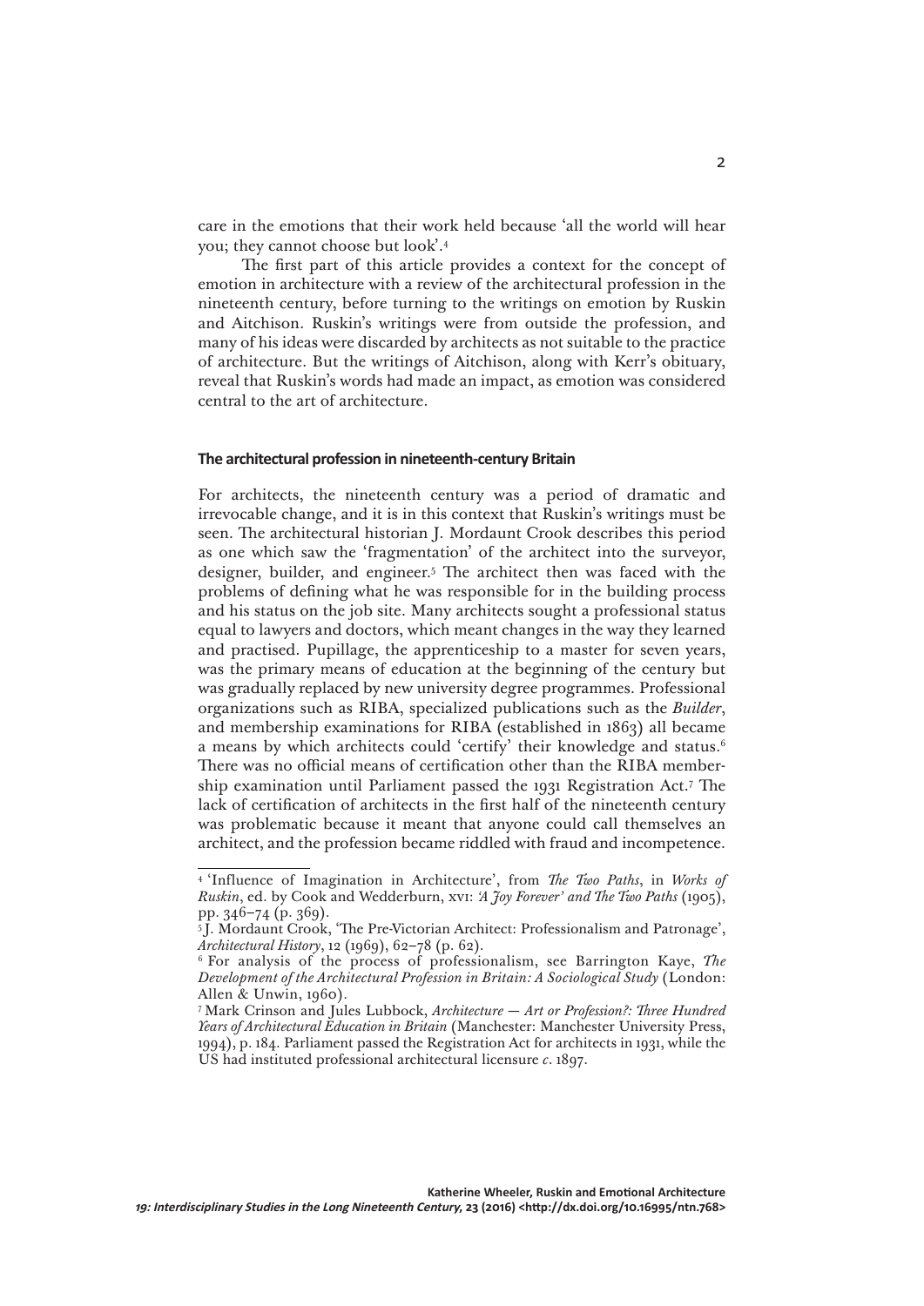care in the emotions that their work held because 'all the world will hear you; they cannot choose but look'.[4]

The first part of this article provides a context for the concept of emotion in architecture with a review of the architectural profession in the nineteenth century, before turning to the writings on emotion by Ruskin and Aitchison. Ruskin's writings were from outside the profession, and many of his ideas were discarded by architects as not suitable to the practice of architecture. But the writings of Aitchison, along with Kerr's obituary, reveal that Ruskin's words had made an impact, as emotion was considered central to the art of architecture.

### The architectural profession in nineteenth-century Britain

For architects, the nineteenth century was a period of dramatic and irrevocable change, and it is in this context that Ruskin's writings must be seen. The architectural historian J. Mordaunt Crook describes this period as one which saw the 'fragmentation' of the architect into the surveyor, designer, builder, and engineer.[5] The architect then was faced with the problems of defining what he was responsible for in the building process and his status on the job site. Many architects sought a professional status equal to lawyers and doctors, which meant changes in the way they learned and practised. Pupillage, the apprenticeship to a master for seven years, was the primary means of education at the beginning of the century but was gradually replaced by new university degree programmes. Professional organizations such as RIBA, specialized publications such as the *Builder*, and membership examinations for RIBA (established in 1863) all became a means by which architects could 'certify' their knowledge and status.[6] There was no official means of certification other than the RIBA membership examination until Parliament passed the 1931 Registration Act.[7] The lack of certification of architects in the first half of the nineteenth century was problematic because it meant that anyone could call themselves an architect, and the profession became riddled with fraud and incompetence.

---

[4] 'Influence of Imagination in Architecture', from *The Two Paths*, in *Works of Ruskin*, ed. by Cook and Wedderburn, XVI: *'A Joy Forever' and The Two Paths* (1905), pp. 346–74 (p. 369).

[5] J. Mordaunt Crook, 'The Pre-Victorian Architect: Professionalism and Patronage', *Architectural History*, 12 (1969), 62–78 (p. 62).

[6] For analysis of the process of professionalism, see Barrington Kaye, *The Development of the Architectural Profession in Britain: A Sociological Study* (London: Allen & Unwin, 1960).

[7] Mark Crinson and Jules Lubbock, *Architecture — Art or Profession?: Three Hundred Years of Architectural Education in Britain* (Manchester: Manchester University Press, 1994), p. 184. Parliament passed the Registration Act for architects in 1931, while the US had instituted professional architectural licensure *c*. 1897.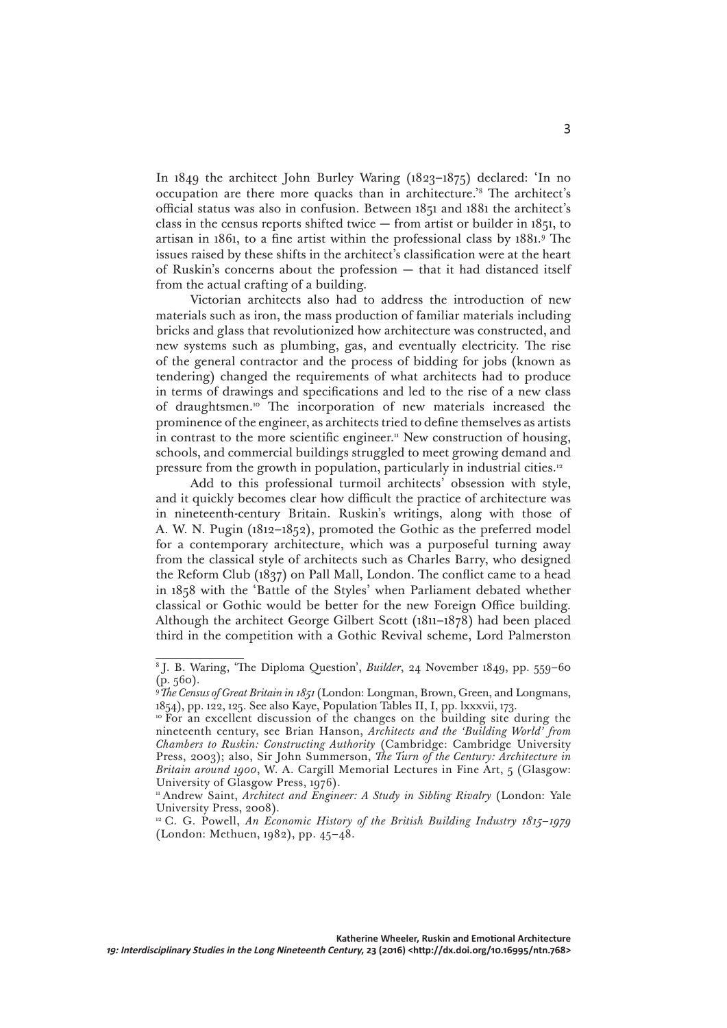In 1849 the architect John Burley Waring (1823–1875) declared: 'In no occupation are there more quacks than in architecture.'[8] The architect's official status was also in confusion. Between 1851 and 1881 the architect's class in the census reports shifted twice — from artist or builder in 1851, to artisan in 1861, to a fine artist within the professional class by 1881.[9] The issues raised by these shifts in the architect's classification were at the heart of Ruskin's concerns about the profession — that it had distanced itself from the actual crafting of a building.

Victorian architects also had to address the introduction of new materials such as iron, the mass production of familiar materials including bricks and glass that revolutionized how architecture was constructed, and new systems such as plumbing, gas, and eventually electricity. The rise of the general contractor and the process of bidding for jobs (known as tendering) changed the requirements of what architects had to produce in terms of drawings and specifications and led to the rise of a new class of draughtsmen.[10] The incorporation of new materials increased the prominence of the engineer, as architects tried to define themselves as artists in contrast to the more scientific engineer.[11] New construction of housing, schools, and commercial buildings struggled to meet growing demand and pressure from the growth in population, particularly in industrial cities.[12]

Add to this professional turmoil architects' obsession with style, and it quickly becomes clear how difficult the practice of architecture was in nineteenth-century Britain. Ruskin's writings, along with those of A. W. N. Pugin (1812–1852), promoted the Gothic as the preferred model for a contemporary architecture, which was a purposeful turning away from the classical style of architects such as Charles Barry, who designed the Reform Club (1837) on Pall Mall, London. The conflict came to a head in 1858 with the 'Battle of the Styles' when Parliament debated whether classical or Gothic would be better for the new Foreign Office building. Although the architect George Gilbert Scott (1811–1878) had been placed third in the competition with a Gothic Revival scheme, Lord Palmerston

---

[8] J. B. Waring, 'The Diploma Question', *Builder*, 24 November 1849, pp. 559–60 (p. 560).

[9] *The Census of Great Britain in 1851* (London: Longman, Brown, Green, and Longmans, 1854), pp. 122, 125. See also Kaye, Population Tables II, I, pp. lxxxvii, 173.

[10] For an excellent discussion of the changes on the building site during the nineteenth century, see Brian Hanson, *Architects and the 'Building World' from Chambers to Ruskin: Constructing Authority* (Cambridge: Cambridge University Press, 2003); also, Sir John Summerson, *The Turn of the Century: Architecture in Britain around 1900*, W. A. Cargill Memorial Lectures in Fine Art, 5 (Glasgow: University of Glasgow Press, 1976).

[11] Andrew Saint, *Architect and Engineer: A Study in Sibling Rivalry* (London: Yale University Press, 2008).

[12] C. G. Powell, *An Economic History of the British Building Industry 1815–1979* (London: Methuen, 1982), pp. 45–48.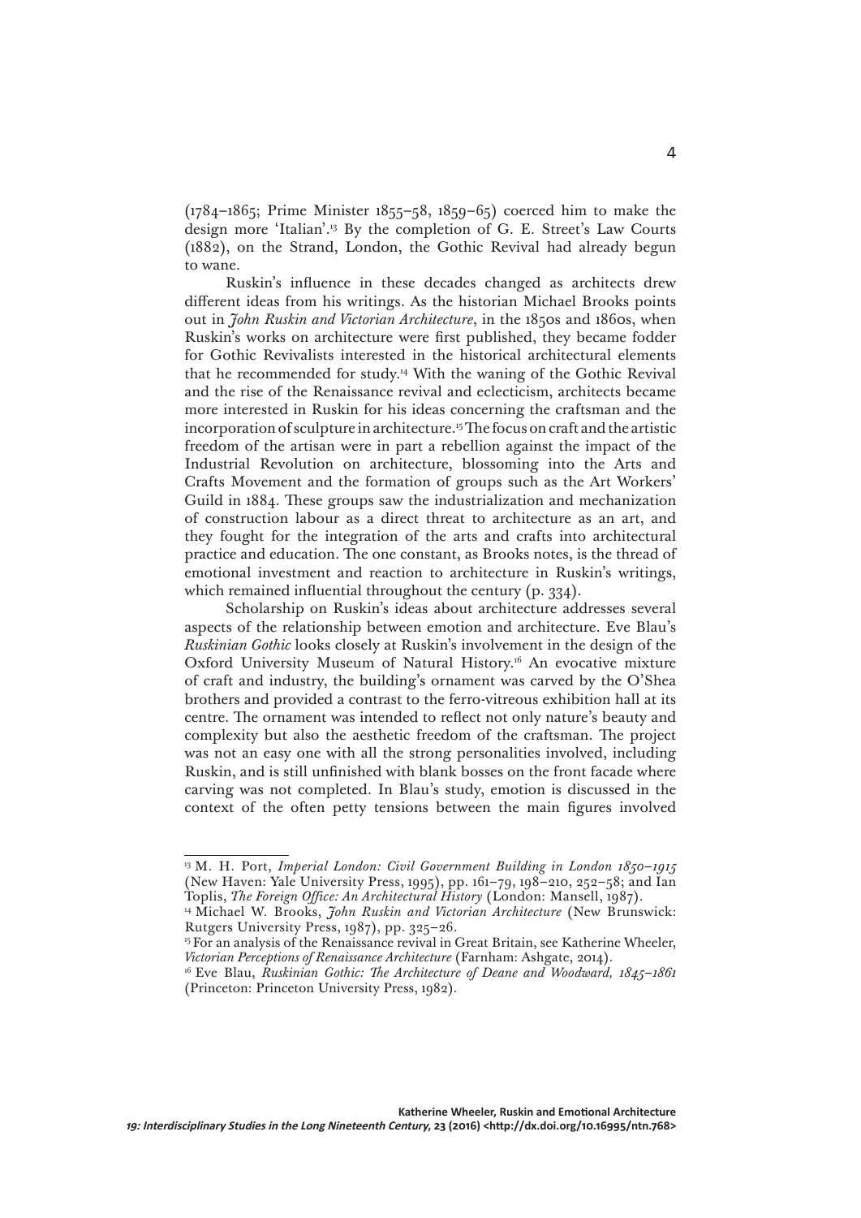(1784–1865; Prime Minister 1855–58, 1859–65) coerced him to make the design more 'Italian'.[13] By the completion of G. E. Street's Law Courts (1882), on the Strand, London, the Gothic Revival had already begun to wane.

Ruskin's influence in these decades changed as architects drew different ideas from his writings. As the historian Michael Brooks points out in *John Ruskin and Victorian Architecture*, in the 1850s and 1860s, when Ruskin's works on architecture were first published, they became fodder for Gothic Revivalists interested in the historical architectural elements that he recommended for study.[14] With the waning of the Gothic Revival and the rise of the Renaissance revival and eclecticism, architects became more interested in Ruskin for his ideas concerning the craftsman and the incorporation of sculpture in architecture.[15] The focus on craft and the artistic freedom of the artisan were in part a rebellion against the impact of the Industrial Revolution on architecture, blossoming into the Arts and Crafts Movement and the formation of groups such as the Art Workers' Guild in 1884. These groups saw the industrialization and mechanization of construction labour as a direct threat to architecture as an art, and they fought for the integration of the arts and crafts into architectural practice and education. The one constant, as Brooks notes, is the thread of emotional investment and reaction to architecture in Ruskin's writings, which remained influential throughout the century (p. 334).

Scholarship on Ruskin's ideas about architecture addresses several aspects of the relationship between emotion and architecture. Eve Blau's *Ruskinian Gothic* looks closely at Ruskin's involvement in the design of the Oxford University Museum of Natural History.[16] An evocative mixture of craft and industry, the building's ornament was carved by the O'Shea brothers and provided a contrast to the ferro-vitreous exhibition hall at its centre. The ornament was intended to reflect not only nature's beauty and complexity but also the aesthetic freedom of the craftsman. The project was not an easy one with all the strong personalities involved, including Ruskin, and is still unfinished with blank bosses on the front facade where carving was not completed. In Blau's study, emotion is discussed in the context of the often petty tensions between the main figures involved

---

[13] M. H. Port, *Imperial London: Civil Government Building in London 1850–1915* (New Haven: Yale University Press, 1995), pp. 161–79, 198–210, 252–58; and Ian Toplis, *The Foreign Office: An Architectural History* (London: Mansell, 1987).

[14] Michael W. Brooks, *John Ruskin and Victorian Architecture* (New Brunswick: Rutgers University Press, 1987), pp. 325–26.

[15] For an analysis of the Renaissance revival in Great Britain, see Katherine Wheeler, *Victorian Perceptions of Renaissance Architecture* (Farnham: Ashgate, 2014).

[16] Eve Blau, *Ruskinian Gothic: The Architecture of Deane and Woodward, 1845–1861* (Princeton: Princeton University Press, 1982).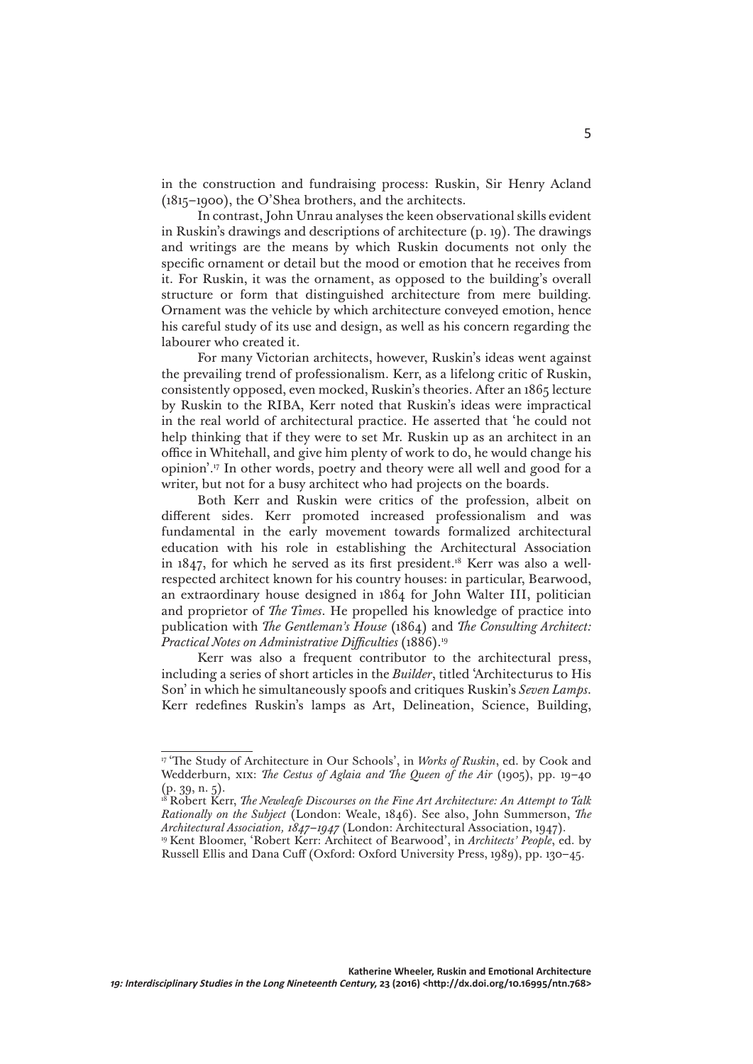in the construction and fundraising process: Ruskin, Sir Henry Acland (1815–1900), the O'Shea brothers, and the architects.

In contrast, John Unrau analyses the keen observational skills evident in Ruskin's drawings and descriptions of architecture (p. 19). The drawings and writings are the means by which Ruskin documents not only the specific ornament or detail but the mood or emotion that he receives from it. For Ruskin, it was the ornament, as opposed to the building's overall structure or form that distinguished architecture from mere building. Ornament was the vehicle by which architecture conveyed emotion, hence his careful study of its use and design, as well as his concern regarding the labourer who created it.

For many Victorian architects, however, Ruskin's ideas went against the prevailing trend of professionalism. Kerr, as a lifelong critic of Ruskin, consistently opposed, even mocked, Ruskin's theories. After an 1865 lecture by Ruskin to the RIBA, Kerr noted that Ruskin's ideas were impractical in the real world of architectural practice. He asserted that 'he could not help thinking that if they were to set Mr. Ruskin up as an architect in an office in Whitehall, and give him plenty of work to do, he would change his opinion'.[17] In other words, poetry and theory were all well and good for a writer, but not for a busy architect who had projects on the boards.

Both Kerr and Ruskin were critics of the profession, albeit on different sides. Kerr promoted increased professionalism and was fundamental in the early movement towards formalized architectural education with his role in establishing the Architectural Association in 1847, for which he served as its first president.[18] Kerr was also a well-respected architect known for his country houses: in particular, Bearwood, an extraordinary house designed in 1864 for John Walter III, politician and proprietor of *The Times*. He propelled his knowledge of practice into publication with *The Gentleman's House* (1864) and *The Consulting Architect: Practical Notes on Administrative Difficulties* (1886).[19]

Kerr was also a frequent contributor to the architectural press, including a series of short articles in the *Builder*, titled 'Architecturus to His Son' in which he simultaneously spoofs and critiques Ruskin's *Seven Lamps*. Kerr redefines Ruskin's lamps as Art, Delineation, Science, Building,

---

[17] 'The Study of Architecture in Our Schools', in *Works of Ruskin*, ed. by Cook and Wedderburn, XIX: *The Cestus of Aglaia and The Queen of the Air* (1905), pp. 19–40 (p. 39, n. 5).

[18] Robert Kerr, *The Newleafe Discourses on the Fine Art Architecture: An Attempt to Talk Rationally on the Subject* (London: Weale, 1846). See also, John Summerson, *The Architectural Association, 1847–1947* (London: Architectural Association, 1947).

[19] Kent Bloomer, 'Robert Kerr: Architect of Bearwood', in *Architects' People*, ed. by Russell Ellis and Dana Cuff (Oxford: Oxford University Press, 1989), pp. 130–45.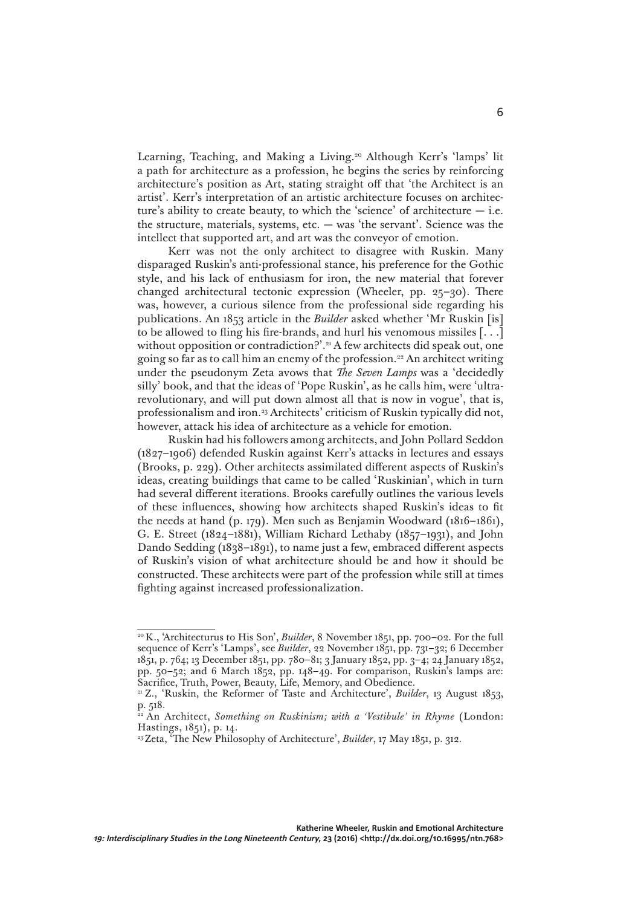Learning, Teaching, and Making a Living.[20] Although Kerr's 'lamps' lit a path for architecture as a profession, he begins the series by reinforcing architecture's position as Art, stating straight off that 'the Architect is an artist'. Kerr's interpretation of an artistic architecture focuses on architecture's ability to create beauty, to which the 'science' of architecture — i.e. the structure, materials, systems, etc. — was 'the servant'. Science was the intellect that supported art, and art was the conveyor of emotion.

Kerr was not the only architect to disagree with Ruskin. Many disparaged Ruskin's anti-professional stance, his preference for the Gothic style, and his lack of enthusiasm for iron, the new material that forever changed architectural tectonic expression (Wheeler, pp. 25–30). There was, however, a curious silence from the professional side regarding his publications. An 1853 article in the *Builder* asked whether 'Mr Ruskin [is] to be allowed to fling his fire-brands, and hurl his venomous missiles [. . .] without opposition or contradiction?'.[21] A few architects did speak out, one going so far as to call him an enemy of the profession.[22] An architect writing under the pseudonym Zeta avows that *The Seven Lamps* was a 'decidedly silly' book, and that the ideas of 'Pope Ruskin', as he calls him, were 'ultra-revolutionary, and will put down almost all that is now in vogue', that is, professionalism and iron.[23] Architects' criticism of Ruskin typically did not, however, attack his idea of architecture as a vehicle for emotion.

Ruskin had his followers among architects, and John Pollard Seddon (1827–1906) defended Ruskin against Kerr's attacks in lectures and essays (Brooks, p. 229). Other architects assimilated different aspects of Ruskin's ideas, creating buildings that came to be called 'Ruskinian', which in turn had several different iterations. Brooks carefully outlines the various levels of these influences, showing how architects shaped Ruskin's ideas to fit the needs at hand (p. 179). Men such as Benjamin Woodward (1816–1861), G. E. Street (1824–1881), William Richard Lethaby (1857–1931), and John Dando Sedding (1838–1891), to name just a few, embraced different aspects of Ruskin's vision of what architecture should be and how it should be constructed. These architects were part of the profession while still at times fighting against increased professionalization.

---

[20] K., 'Architecturus to His Son', *Builder*, 8 November 1851, pp. 700–02. For the full sequence of Kerr's 'Lamps', see *Builder*, 22 November 1851, pp. 731–32; 6 December 1851, p. 764; 13 December 1851, pp. 780–81; 3 January 1852, pp. 3–4; 24 January 1852, pp. 50–52; and 6 March 1852, pp. 148–49. For comparison, Ruskin's lamps are: Sacrifice, Truth, Power, Beauty, Life, Memory, and Obedience.

[21] Z., 'Ruskin, the Reformer of Taste and Architecture', *Builder*, 13 August 1853, p. 518.

[22] An Architect, *Something on Ruskinism; with a 'Vestibule' in Rhyme* (London: Hastings, 1851), p. 14.

[23] Zeta, 'The New Philosophy of Architecture', *Builder*, 17 May 1851, p. 312.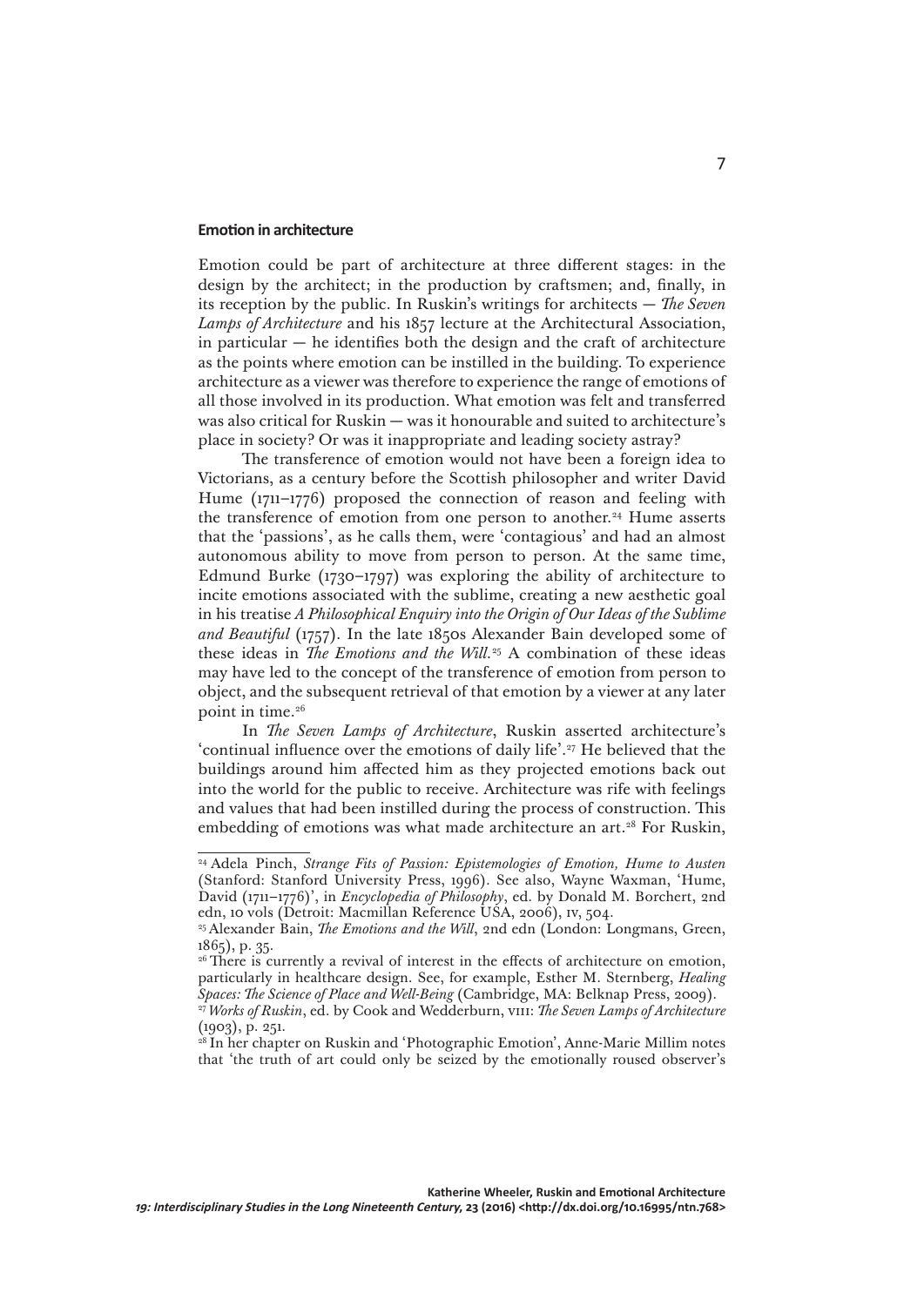## Emotion in architecture

Emotion could be part of architecture at three different stages: in the design by the architect; in the production by craftsmen; and, finally, in its reception by the public. In Ruskin's writings for architects — *The Seven Lamps of Architecture* and his 1857 lecture at the Architectural Association, in particular — he identifies both the design and the craft of architecture as the points where emotion can be instilled in the building. To experience architecture as a viewer was therefore to experience the range of emotions of all those involved in its production. What emotion was felt and transferred was also critical for Ruskin — was it honourable and suited to architecture's place in society? Or was it inappropriate and leading society astray?

The transference of emotion would not have been a foreign idea to Victorians, as a century before the Scottish philosopher and writer David Hume (1711–1776) proposed the connection of reason and feeling with the transference of emotion from one person to another.[24] Hume asserts that the 'passions', as he calls them, were 'contagious' and had an almost autonomous ability to move from person to person. At the same time, Edmund Burke (1730–1797) was exploring the ability of architecture to incite emotions associated with the sublime, creating a new aesthetic goal in his treatise *A Philosophical Enquiry into the Origin of Our Ideas of the Sublime and Beautiful* (1757). In the late 1850s Alexander Bain developed some of these ideas in *The Emotions and the Will*.[25] A combination of these ideas may have led to the concept of the transference of emotion from person to object, and the subsequent retrieval of that emotion by a viewer at any later point in time.[26]

In *The Seven Lamps of Architecture*, Ruskin asserted architecture's 'continual influence over the emotions of daily life'.[27] He believed that the buildings around him affected him as they projected emotions back out into the world for the public to receive. Architecture was rife with feelings and values that had been instilled during the process of construction. This embedding of emotions was what made architecture an art.[28] For Ruskin,

---

[24] Adela Pinch, *Strange Fits of Passion: Epistemologies of Emotion, Hume to Austen* (Stanford: Stanford University Press, 1996). See also, Wayne Waxman, 'Hume, David (1711–1776)', in *Encyclopedia of Philosophy*, ed. by Donald M. Borchert, 2nd edn, 10 vols (Detroit: Macmillan Reference USA, 2006), IV, 504.

[25] Alexander Bain, *The Emotions and the Will*, 2nd edn (London: Longmans, Green, 1865), p. 35.

[26] There is currently a revival of interest in the effects of architecture on emotion, particularly in healthcare design. See, for example, Esther M. Sternberg, *Healing Spaces: The Science of Place and Well-Being* (Cambridge, MA: Belknap Press, 2009).

[27] *Works of Ruskin*, ed. by Cook and Wedderburn, VIII: *The Seven Lamps of Architecture* (1903), p. 251.

[28] In her chapter on Ruskin and 'Photographic Emotion', Anne-Marie Millim notes that 'the truth of art could only be seized by the emotionally roused observer's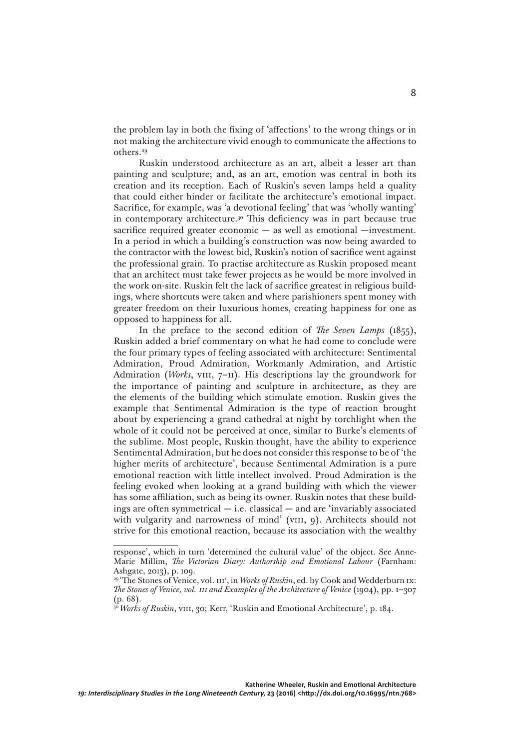the problem lay in both the fixing of 'affections' to the wrong things or in not making the architecture vivid enough to communicate the affections to others.[29]

Ruskin understood architecture as an art, albeit a lesser art than painting and sculpture; and, as an art, emotion was central in both its creation and its reception. Each of Ruskin's seven lamps held a quality that could either hinder or facilitate the architecture's emotional impact. Sacrifice, for example, was 'a devotional feeling' that was 'wholly wanting' in contemporary architecture.[30] This deficiency was in part because true sacrifice required greater economic — as well as emotional —investment. In a period in which a building's construction was now being awarded to the contractor with the lowest bid, Ruskin's notion of sacrifice went against the professional grain. To practise architecture as Ruskin proposed meant that an architect must take fewer projects as he would be more involved in the work on-site. Ruskin felt the lack of sacrifice greatest in religious buildings, where shortcuts were taken and where parishioners spent money with greater freedom on their luxurious homes, creating happiness for one as opposed to happiness for all.

In the preface to the second edition of *The Seven Lamps* (1855), Ruskin added a brief commentary on what he had come to conclude were the four primary types of feeling associated with architecture: Sentimental Admiration, Proud Admiration, Workmanly Admiration, and Artistic Admiration (*Works*, VIII, 7–11). His descriptions lay the groundwork for the importance of painting and sculpture in architecture, as they are the elements of the building which stimulate emotion. Ruskin gives the example that Sentimental Admiration is the type of reaction brought about by experiencing a grand cathedral at night by torchlight when the whole of it could not be perceived at once, similar to Burke's elements of the sublime. Most people, Ruskin thought, have the ability to experience Sentimental Admiration, but he does not consider this response to be of 'the higher merits of architecture', because Sentimental Admiration is a pure emotional reaction with little intellect involved. Proud Admiration is the feeling evoked when looking at a grand building with which the viewer has some affiliation, such as being its owner. Ruskin notes that these buildings are often symmetrical — i.e. classical — and are 'invariably associated with vulgarity and narrowness of mind' (VIII, 9). Architects should not strive for this emotional reaction, because its association with the wealthy

---

response', which in turn 'determined the cultural value' of the object. See Anne-Marie Millim, *The Victorian Diary: Authorship and Emotional Labour* (Farnham: Ashgate, 2013), p. 109.

[29] 'The Stones of Venice, vol. III', in *Works of Ruskin*, ed. by Cook and Wedderburn IX: *The Stones of Venice, vol. III and Examples of the Architecture of Venice* (1904), pp. 1–307 (p. 68).

[30] *Works of Ruskin*, VIII, 30; Kerr, 'Ruskin and Emotional Architecture', p. 184.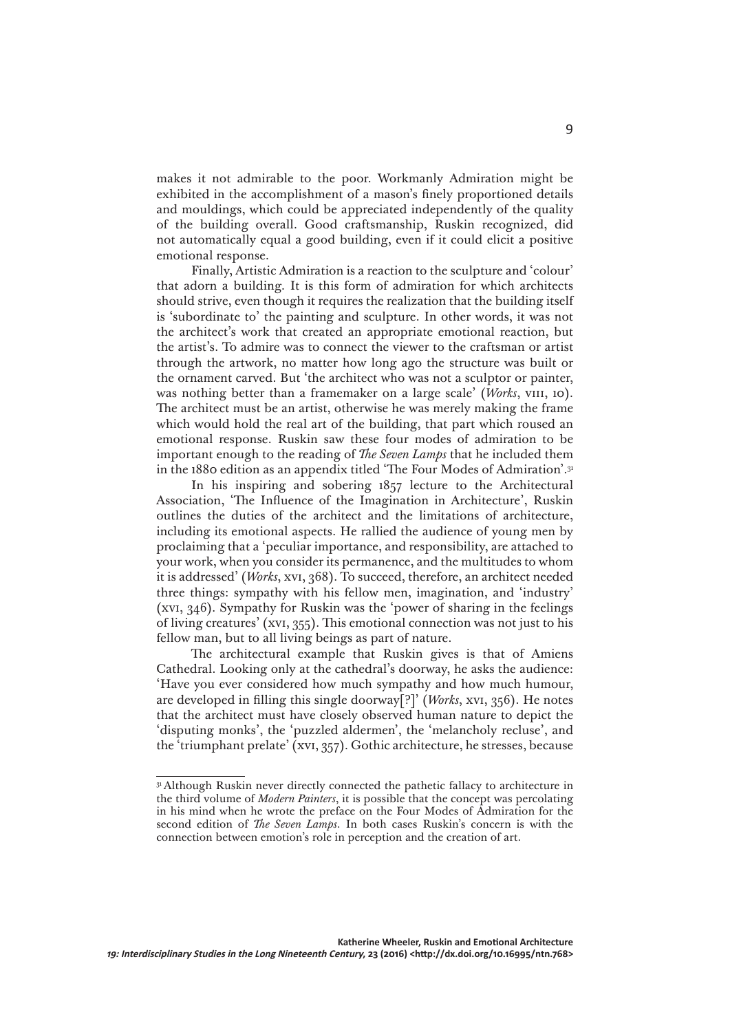makes it not admirable to the poor. Workmanly Admiration might be exhibited in the accomplishment of a mason's finely proportioned details and mouldings, which could be appreciated independently of the quality of the building overall. Good craftsmanship, Ruskin recognized, did not automatically equal a good building, even if it could elicit a positive emotional response.

Finally, Artistic Admiration is a reaction to the sculpture and 'colour' that adorn a building. It is this form of admiration for which architects should strive, even though it requires the realization that the building itself is 'subordinate to' the painting and sculpture. In other words, it was not the architect's work that created an appropriate emotional reaction, but the artist's. To admire was to connect the viewer to the craftsman or artist through the artwork, no matter how long ago the structure was built or the ornament carved. But 'the architect who was not a sculptor or painter, was nothing better than a framemaker on a large scale' (*Works*, VIII, 10). The architect must be an artist, otherwise he was merely making the frame which would hold the real art of the building, that part which roused an emotional response. Ruskin saw these four modes of admiration to be important enough to the reading of *The Seven Lamps* that he included them in the 1880 edition as an appendix titled 'The Four Modes of Admiration'.[31]

In his inspiring and sobering 1857 lecture to the Architectural Association, 'The Influence of the Imagination in Architecture', Ruskin outlines the duties of the architect and the limitations of architecture, including its emotional aspects. He rallied the audience of young men by proclaiming that a 'peculiar importance, and responsibility, are attached to your work, when you consider its permanence, and the multitudes to whom it is addressed' (*Works*, XVI, 368). To succeed, therefore, an architect needed three things: sympathy with his fellow men, imagination, and 'industry' (XVI, 346). Sympathy for Ruskin was the 'power of sharing in the feelings of living creatures' (XVI, 355). This emotional connection was not just to his fellow man, but to all living beings as part of nature.

The architectural example that Ruskin gives is that of Amiens Cathedral. Looking only at the cathedral's doorway, he asks the audience: 'Have you ever considered how much sympathy and how much humour, are developed in filling this single doorway[?]' (*Works*, XVI, 356). He notes that the architect must have closely observed human nature to depict the 'disputing monks', the 'puzzled aldermen', the 'melancholy recluse', and the 'triumphant prelate' (XVI, 357). Gothic architecture, he stresses, because

---

[31] Although Ruskin never directly connected the pathetic fallacy to architecture in the third volume of *Modern Painters*, it is possible that the concept was percolating in his mind when he wrote the preface on the Four Modes of Admiration for the second edition of *The Seven Lamps*. In both cases Ruskin's concern is with the connection between emotion's role in perception and the creation of art.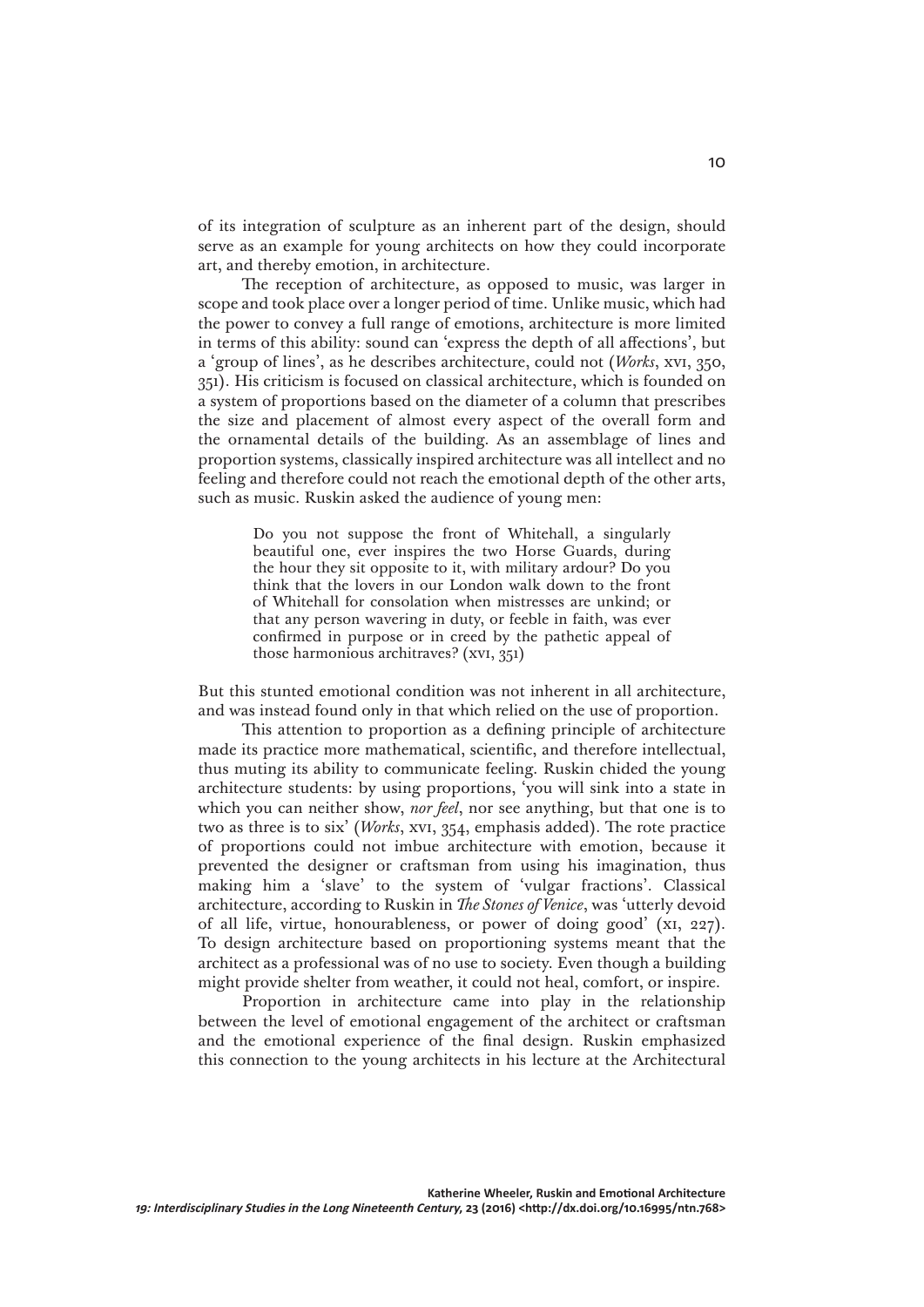of its integration of sculpture as an inherent part of the design, should serve as an example for young architects on how they could incorporate art, and thereby emotion, in architecture.

The reception of architecture, as opposed to music, was larger in scope and took place over a longer period of time. Unlike music, which had the power to convey a full range of emotions, architecture is more limited in terms of this ability: sound can 'express the depth of all affections', but a 'group of lines', as he describes architecture, could not (*Works*, XVI, 350, 351). His criticism is focused on classical architecture, which is founded on a system of proportions based on the diameter of a column that prescribes the size and placement of almost every aspect of the overall form and the ornamental details of the building. As an assemblage of lines and proportion systems, classically inspired architecture was all intellect and no feeling and therefore could not reach the emotional depth of the other arts, such as music. Ruskin asked the audience of young men:

> Do you not suppose the front of Whitehall, a singularly beautiful one, ever inspires the two Horse Guards, during the hour they sit opposite to it, with military ardour? Do you think that the lovers in our London walk down to the front of Whitehall for consolation when mistresses are unkind; or that any person wavering in duty, or feeble in faith, was ever confirmed in purpose or in creed by the pathetic appeal of those harmonious architraves? (XVI, 351)

But this stunted emotional condition was not inherent in all architecture, and was instead found only in that which relied on the use of proportion.

This attention to proportion as a defining principle of architecture made its practice more mathematical, scientific, and therefore intellectual, thus muting its ability to communicate feeling. Ruskin chided the young architecture students: by using proportions, 'you will sink into a state in which you can neither show, *nor feel*, nor see anything, but that one is to two as three is to six' (*Works*, XVI, 354, emphasis added). The rote practice of proportions could not imbue architecture with emotion, because it prevented the designer or craftsman from using his imagination, thus making him a 'slave' to the system of 'vulgar fractions'. Classical architecture, according to Ruskin in *The Stones of Venice*, was 'utterly devoid of all life, virtue, honourableness, or power of doing good' (XI, 227). To design architecture based on proportioning systems meant that the architect as a professional was of no use to society. Even though a building might provide shelter from weather, it could not heal, comfort, or inspire.

Proportion in architecture came into play in the relationship between the level of emotional engagement of the architect or craftsman and the emotional experience of the final design. Ruskin emphasized this connection to the young architects in his lecture at the Architectural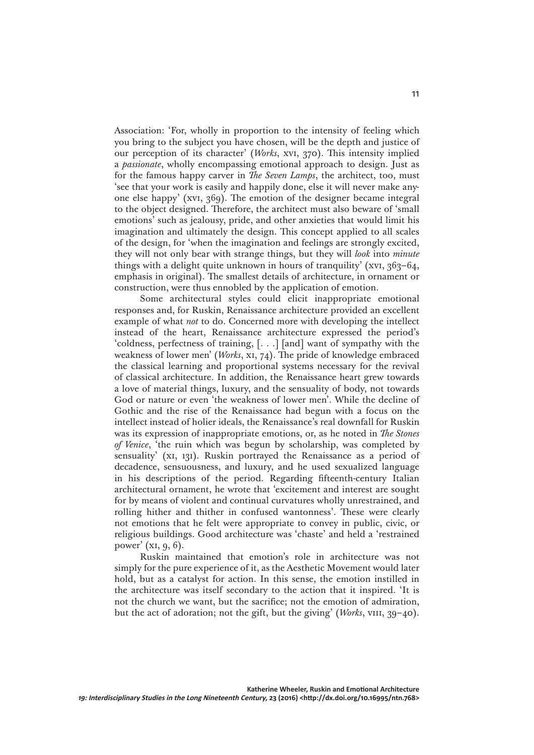Association: 'For, wholly in proportion to the intensity of feeling which you bring to the subject you have chosen, will be the depth and justice of our perception of its character' (*Works*, XVI, 370). This intensity implied a *passionate*, wholly encompassing emotional approach to design. Just as for the famous happy carver in *The Seven Lamps*, the architect, too, must 'see that your work is easily and happily done, else it will never make anyone else happy' (XVI, 369). The emotion of the designer became integral to the object designed. Therefore, the architect must also beware of 'small emotions' such as jealousy, pride, and other anxieties that would limit his imagination and ultimately the design. This concept applied to all scales of the design, for 'when the imagination and feelings are strongly excited, they will not only bear with strange things, but they will *look* into *minute* things with a delight quite unknown in hours of tranquility' (XVI, 363–64, emphasis in original). The smallest details of architecture, in ornament or construction, were thus ennobled by the application of emotion.

Some architectural styles could elicit inappropriate emotional responses and, for Ruskin, Renaissance architecture provided an excellent example of what *not* to do. Concerned more with developing the intellect instead of the heart, Renaissance architecture expressed the period's 'coldness, perfectness of training, [. . .] [and] want of sympathy with the weakness of lower men' (*Works*, XI, 74). The pride of knowledge embraced the classical learning and proportional systems necessary for the revival of classical architecture. In addition, the Renaissance heart grew towards a love of material things, luxury, and the sensuality of body, not towards God or nature or even 'the weakness of lower men'. While the decline of Gothic and the rise of the Renaissance had begun with a focus on the intellect instead of holier ideals, the Renaissance's real downfall for Ruskin was its expression of inappropriate emotions, or, as he noted in *The Stones of Venice*, 'the ruin which was begun by scholarship, was completed by sensuality' (XI, 131). Ruskin portrayed the Renaissance as a period of decadence, sensuousness, and luxury, and he used sexualized language in his descriptions of the period. Regarding fifteenth-century Italian architectural ornament, he wrote that 'excitement and interest are sought for by means of violent and continual curvatures wholly unrestrained, and rolling hither and thither in confused wantonness'. These were clearly not emotions that he felt were appropriate to convey in public, civic, or religious buildings. Good architecture was 'chaste' and held a 'restrained power' (XI, 9, 6).

Ruskin maintained that emotion's role in architecture was not simply for the pure experience of it, as the Aesthetic Movement would later hold, but as a catalyst for action. In this sense, the emotion instilled in the architecture was itself secondary to the action that it inspired. 'It is not the church we want, but the sacrifice; not the emotion of admiration, but the act of adoration; not the gift, but the giving' (*Works*, VIII, 39–40).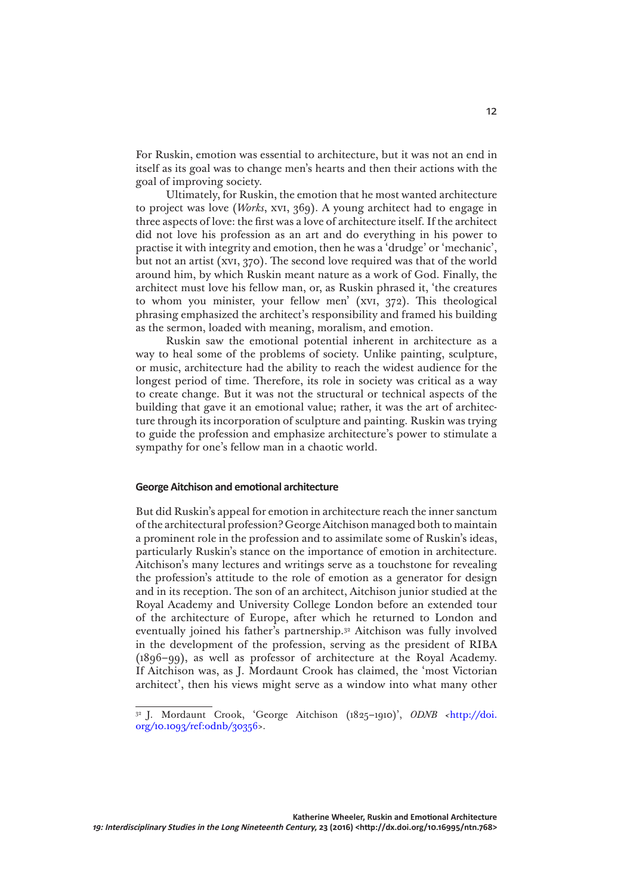For Ruskin, emotion was essential to architecture, but it was not an end in itself as its goal was to change men's hearts and then their actions with the goal of improving society.

Ultimately, for Ruskin, the emotion that he most wanted architecture to project was love (*Works*, XVI, 369). A young architect had to engage in three aspects of love: the first was a love of architecture itself. If the architect did not love his profession as an art and do everything in his power to practise it with integrity and emotion, then he was a 'drudge' or 'mechanic', but not an artist (XVI, 370). The second love required was that of the world around him, by which Ruskin meant nature as a work of God. Finally, the architect must love his fellow man, or, as Ruskin phrased it, 'the creatures to whom you minister, your fellow men' (XVI, 372). This theological phrasing emphasized the architect's responsibility and framed his building as the sermon, loaded with meaning, moralism, and emotion.

Ruskin saw the emotional potential inherent in architecture as a way to heal some of the problems of society. Unlike painting, sculpture, or music, architecture had the ability to reach the widest audience for the longest period of time. Therefore, its role in society was critical as a way to create change. But it was not the structural or technical aspects of the building that gave it an emotional value; rather, it was the art of architecture through its incorporation of sculpture and painting. Ruskin was trying to guide the profession and emphasize architecture's power to stimulate a sympathy for one's fellow man in a chaotic world.

#### George Aitchison and emotional architecture

But did Ruskin's appeal for emotion in architecture reach the inner sanctum of the architectural profession? George Aitchison managed both to maintain a prominent role in the profession and to assimilate some of Ruskin's ideas, particularly Ruskin's stance on the importance of emotion in architecture. Aitchison's many lectures and writings serve as a touchstone for revealing the profession's attitude to the role of emotion as a generator for design and in its reception. The son of an architect, Aitchison junior studied at the Royal Academy and University College London before an extended tour of the architecture of Europe, after which he returned to London and eventually joined his father's partnership.[32] Aitchison was fully involved in the development of the profession, serving as the president of RIBA (1896–99), as well as professor of architecture at the Royal Academy. If Aitchison was, as J. Mordaunt Crook has claimed, the 'most Victorian architect', then his views might serve as a window into what many other

---

[32] J. Mordaunt Crook, 'George Aitchison (1825–1910)', *ODNB* <http://doi.org/10.1093/ref:odnb/30356>.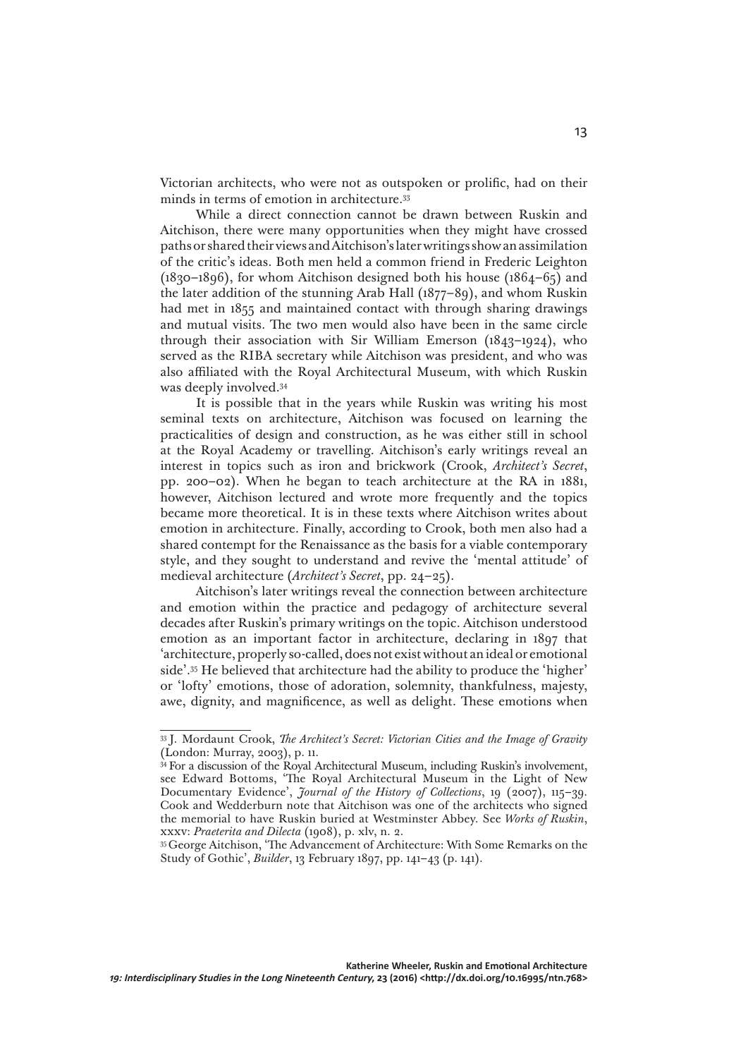Victorian architects, who were not as outspoken or prolific, had on their minds in terms of emotion in architecture.[33]

While a direct connection cannot be drawn between Ruskin and Aitchison, there were many opportunities when they might have crossed paths or shared their views and Aitchison's later writings show an assimilation of the critic's ideas. Both men held a common friend in Frederic Leighton (1830–1896), for whom Aitchison designed both his house (1864–65) and the later addition of the stunning Arab Hall (1877–89), and whom Ruskin had met in 1855 and maintained contact with through sharing drawings and mutual visits. The two men would also have been in the same circle through their association with Sir William Emerson (1843–1924), who served as the RIBA secretary while Aitchison was president, and who was also affiliated with the Royal Architectural Museum, with which Ruskin was deeply involved.[34]

It is possible that in the years while Ruskin was writing his most seminal texts on architecture, Aitchison was focused on learning the practicalities of design and construction, as he was either still in school at the Royal Academy or travelling. Aitchison's early writings reveal an interest in topics such as iron and brickwork (Crook, *Architect's Secret*, pp. 200–02). When he began to teach architecture at the RA in 1881, however, Aitchison lectured and wrote more frequently and the topics became more theoretical. It is in these texts where Aitchison writes about emotion in architecture. Finally, according to Crook, both men also had a shared contempt for the Renaissance as the basis for a viable contemporary style, and they sought to understand and revive the 'mental attitude' of medieval architecture (*Architect's Secret*, pp. 24–25).

Aitchison's later writings reveal the connection between architecture and emotion within the practice and pedagogy of architecture several decades after Ruskin's primary writings on the topic. Aitchison understood emotion as an important factor in architecture, declaring in 1897 that 'architecture, properly so-called, does not exist without an ideal or emotional side'.[35] He believed that architecture had the ability to produce the 'higher' or 'lofty' emotions, those of adoration, solemnity, thankfulness, majesty, awe, dignity, and magnificence, as well as delight. These emotions when

---

[33] J. Mordaunt Crook, *The Architect's Secret: Victorian Cities and the Image of Gravity* (London: Murray, 2003), p. 11.

[34] For a discussion of the Royal Architectural Museum, including Ruskin's involvement, see Edward Bottoms, 'The Royal Architectural Museum in the Light of New Documentary Evidence', *Journal of the History of Collections*, 19 (2007), 115–39. Cook and Wedderburn note that Aitchison was one of the architects who signed the memorial to have Ruskin buried at Westminster Abbey. See *Works of Ruskin*, xxxv: *Praeterita and Dilecta* (1908), p. xlv, n. 2.

[35] George Aitchison, 'The Advancement of Architecture: With Some Remarks on the Study of Gothic', *Builder*, 13 February 1897, pp. 141–43 (p. 141).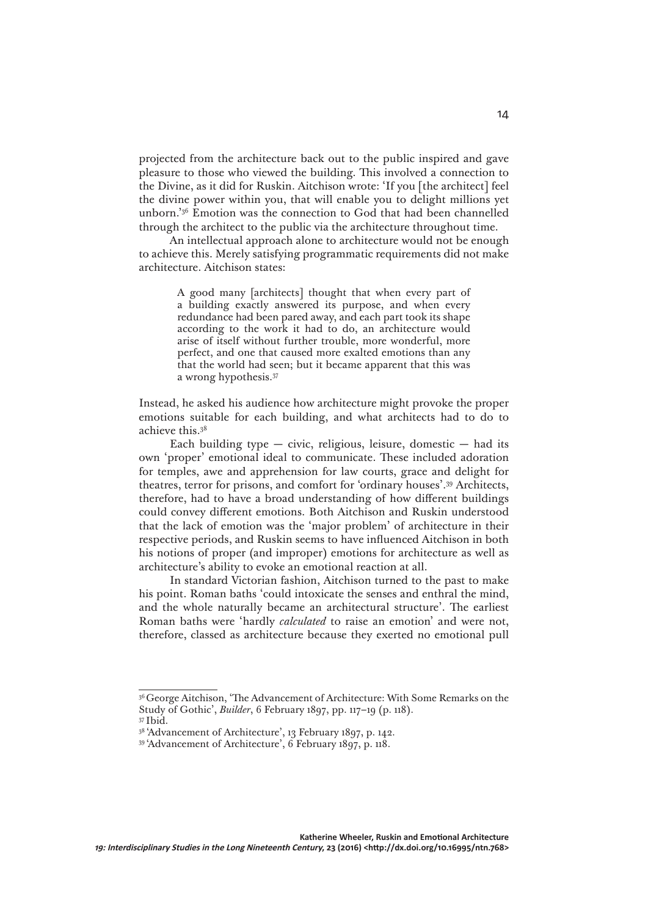projected from the architecture back out to the public inspired and gave pleasure to those who viewed the building. This involved a connection to the Divine, as it did for Ruskin. Aitchison wrote: 'If you [the architect] feel the divine power within you, that will enable you to delight millions yet unborn.'[36] Emotion was the connection to God that had been channelled through the architect to the public via the architecture throughout time.

An intellectual approach alone to architecture would not be enough to achieve this. Merely satisfying programmatic requirements did not make architecture. Aitchison states:

> A good many [architects] thought that when every part of a building exactly answered its purpose, and when every redundance had been pared away, and each part took its shape according to the work it had to do, an architecture would arise of itself without further trouble, more wonderful, more perfect, and one that caused more exalted emotions than any that the world had seen; but it became apparent that this was a wrong hypothesis.[37]

Instead, he asked his audience how architecture might provoke the proper emotions suitable for each building, and what architects had to do to achieve this.[38]

Each building type — civic, religious, leisure, domestic — had its own 'proper' emotional ideal to communicate. These included adoration for temples, awe and apprehension for law courts, grace and delight for theatres, terror for prisons, and comfort for 'ordinary houses'.[39] Architects, therefore, had to have a broad understanding of how different buildings could convey different emotions. Both Aitchison and Ruskin understood that the lack of emotion was the 'major problem' of architecture in their respective periods, and Ruskin seems to have influenced Aitchison in both his notions of proper (and improper) emotions for architecture as well as architecture's ability to evoke an emotional reaction at all.

In standard Victorian fashion, Aitchison turned to the past to make his point. Roman baths 'could intoxicate the senses and enthral the mind, and the whole naturally became an architectural structure'. The earliest Roman baths were 'hardly *calculated* to raise an emotion' and were not, therefore, classed as architecture because they exerted no emotional pull

---

[36] George Aitchison, 'The Advancement of Architecture: With Some Remarks on the Study of Gothic', *Builder*, 6 February 1897, pp. 117–19 (p. 118).

[37] Ibid.

[38] 'Advancement of Architecture', 13 February 1897, p. 142.

[39] 'Advancement of Architecture', 6 February 1897, p. 118.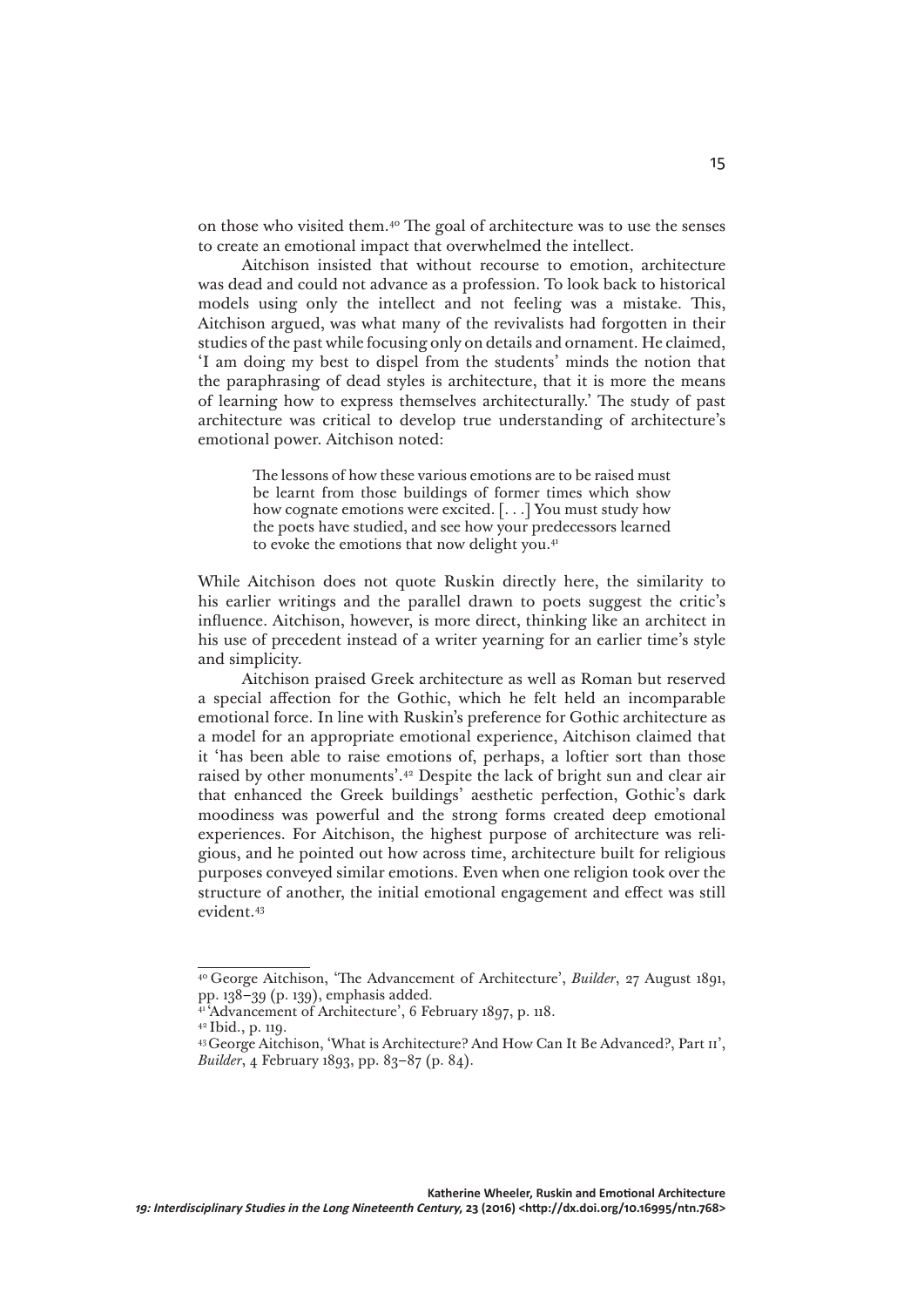on those who visited them.[40] The goal of architecture was to use the senses to create an emotional impact that overwhelmed the intellect.

Aitchison insisted that without recourse to emotion, architecture was dead and could not advance as a profession. To look back to historical models using only the intellect and not feeling was a mistake. This, Aitchison argued, was what many of the revivalists had forgotten in their studies of the past while focusing only on details and ornament. He claimed, 'I am doing my best to dispel from the students' minds the notion that the paraphrasing of dead styles is architecture, that it is more the means of learning how to express themselves architecturally.' The study of past architecture was critical to develop true understanding of architecture's emotional power. Aitchison noted:

> The lessons of how these various emotions are to be raised must be learnt from those buildings of former times which show how cognate emotions were excited. [. . .] You must study how the poets have studied, and see how your predecessors learned to evoke the emotions that now delight you.[41]

While Aitchison does not quote Ruskin directly here, the similarity to his earlier writings and the parallel drawn to poets suggest the critic's influence. Aitchison, however, is more direct, thinking like an architect in his use of precedent instead of a writer yearning for an earlier time's style and simplicity.

Aitchison praised Greek architecture as well as Roman but reserved a special affection for the Gothic, which he felt held an incomparable emotional force. In line with Ruskin's preference for Gothic architecture as a model for an appropriate emotional experience, Aitchison claimed that it 'has been able to raise emotions of, perhaps, a loftier sort than those raised by other monuments'.[42] Despite the lack of bright sun and clear air that enhanced the Greek buildings' aesthetic perfection, Gothic's dark moodiness was powerful and the strong forms created deep emotional experiences. For Aitchison, the highest purpose of architecture was religious, and he pointed out how across time, architecture built for religious purposes conveyed similar emotions. Even when one religion took over the structure of another, the initial emotional engagement and effect was still evident.[43]

---

[40] George Aitchison, 'The Advancement of Architecture', *Builder*, 27 August 1891, pp. 138–39 (p. 139), emphasis added.

[41] 'Advancement of Architecture', 6 February 1897, p. 118.

[42] Ibid., p. 119.

[43] George Aitchison, 'What is Architecture? And How Can It Be Advanced?, Part II', *Builder*, 4 February 1893, pp. 83–87 (p. 84).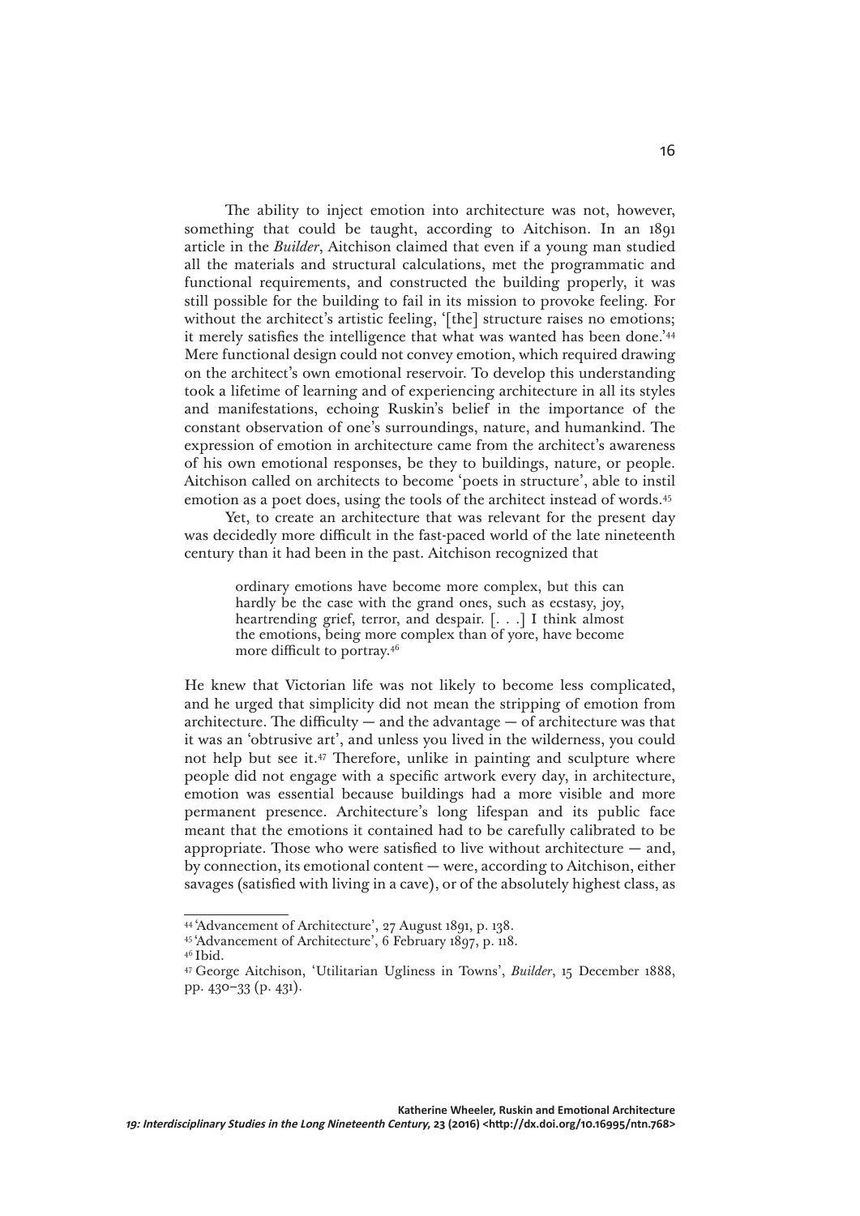The ability to inject emotion into architecture was not, however, something that could be taught, according to Aitchison. In an 1891 article in the *Builder*, Aitchison claimed that even if a young man studied all the materials and structural calculations, met the programmatic and functional requirements, and constructed the building properly, it was still possible for the building to fail in its mission to provoke feeling. For without the architect's artistic feeling, '[the] structure raises no emotions; it merely satisfies the intelligence that what was wanted has been done.'[44] Mere functional design could not convey emotion, which required drawing on the architect's own emotional reservoir. To develop this understanding took a lifetime of learning and of experiencing architecture in all its styles and manifestations, echoing Ruskin's belief in the importance of the constant observation of one's surroundings, nature, and humankind. The expression of emotion in architecture came from the architect's awareness of his own emotional responses, be they to buildings, nature, or people. Aitchison called on architects to become 'poets in structure', able to instil emotion as a poet does, using the tools of the architect instead of words.[45]

Yet, to create an architecture that was relevant for the present day was decidedly more difficult in the fast-paced world of the late nineteenth century than it had been in the past. Aitchison recognized that

> ordinary emotions have become more complex, but this can hardly be the case with the grand ones, such as ecstasy, joy, heartrending grief, terror, and despair. [. . .] I think almost the emotions, being more complex than of yore, have become more difficult to portray.[46]

He knew that Victorian life was not likely to become less complicated, and he urged that simplicity did not mean the stripping of emotion from architecture. The difficulty — and the advantage — of architecture was that it was an 'obtrusive art', and unless you lived in the wilderness, you could not help but see it.[47] Therefore, unlike in painting and sculpture where people did not engage with a specific artwork every day, in architecture, emotion was essential because buildings had a more visible and more permanent presence. Architecture's long lifespan and its public face meant that the emotions it contained had to be carefully calibrated to be appropriate. Those who were satisfied to live without architecture — and, by connection, its emotional content — were, according to Aitchison, either savages (satisfied with living in a cave), or of the absolutely highest class, as

---

[44] 'Advancement of Architecture', 27 August 1891, p. 138.

[45] 'Advancement of Architecture', 6 February 1897, p. 118.

[46] Ibid.

[47] George Aitchison, 'Utilitarian Ugliness in Towns', *Builder*, 15 December 1888, pp. 430–33 (p. 431).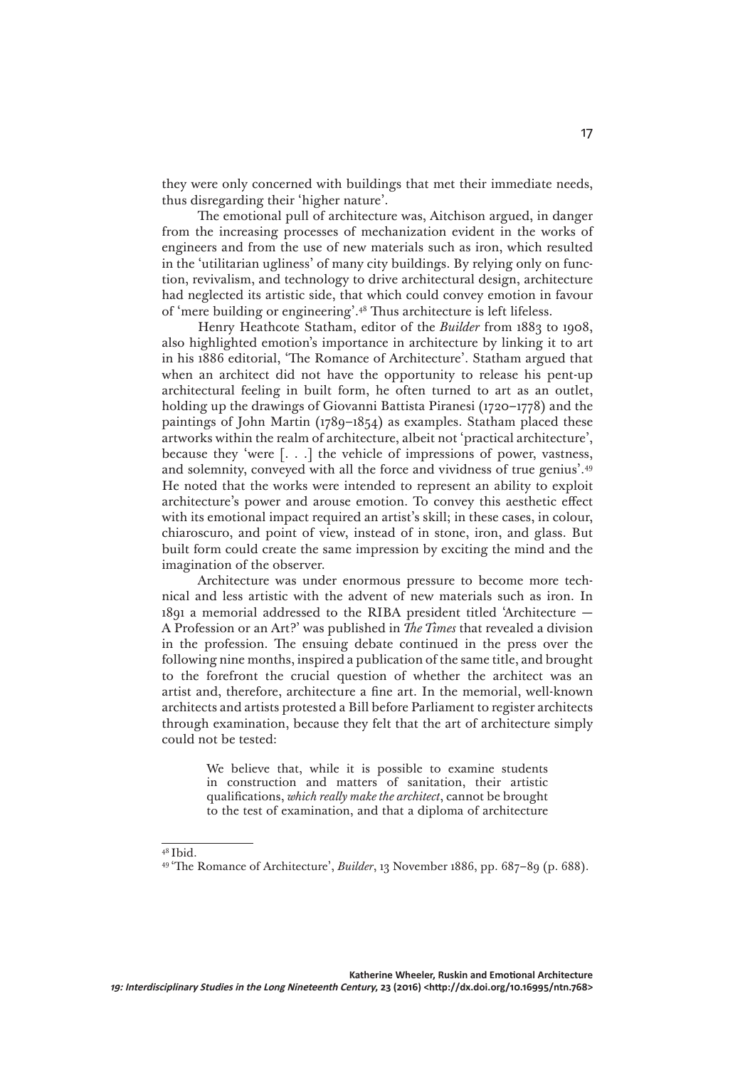they were only concerned with buildings that met their immediate needs, thus disregarding their 'higher nature'.

The emotional pull of architecture was, Aitchison argued, in danger from the increasing processes of mechanization evident in the works of engineers and from the use of new materials such as iron, which resulted in the 'utilitarian ugliness' of many city buildings. By relying only on function, revivalism, and technology to drive architectural design, architecture had neglected its artistic side, that which could convey emotion in favour of 'mere building or engineering'.[48] Thus architecture is left lifeless.

Henry Heathcote Statham, editor of the *Builder* from 1883 to 1908, also highlighted emotion's importance in architecture by linking it to art in his 1886 editorial, 'The Romance of Architecture'. Statham argued that when an architect did not have the opportunity to release his pent-up architectural feeling in built form, he often turned to art as an outlet, holding up the drawings of Giovanni Battista Piranesi (1720–1778) and the paintings of John Martin (1789–1854) as examples. Statham placed these artworks within the realm of architecture, albeit not 'practical architecture', because they 'were [. . .] the vehicle of impressions of power, vastness, and solemnity, conveyed with all the force and vividness of true genius'.[49] He noted that the works were intended to represent an ability to exploit architecture's power and arouse emotion. To convey this aesthetic effect with its emotional impact required an artist's skill; in these cases, in colour, chiaroscuro, and point of view, instead of in stone, iron, and glass. But built form could create the same impression by exciting the mind and the imagination of the observer.

Architecture was under enormous pressure to become more technical and less artistic with the advent of new materials such as iron. In 1891 a memorial addressed to the RIBA president titled 'Architecture — A Profession or an Art?' was published in *The Times* that revealed a division in the profession. The ensuing debate continued in the press over the following nine months, inspired a publication of the same title, and brought to the forefront the crucial question of whether the architect was an artist and, therefore, architecture a fine art. In the memorial, well-known architects and artists protested a Bill before Parliament to register architects through examination, because they felt that the art of architecture simply could not be tested:

> We believe that, while it is possible to examine students in construction and matters of sanitation, their artistic qualifications, *which really make the architect*, cannot be brought to the test of examination, and that a diploma of architecture

[48] Ibid.

[49] 'The Romance of Architecture', *Builder*, 13 November 1886, pp. 687–89 (p. 688).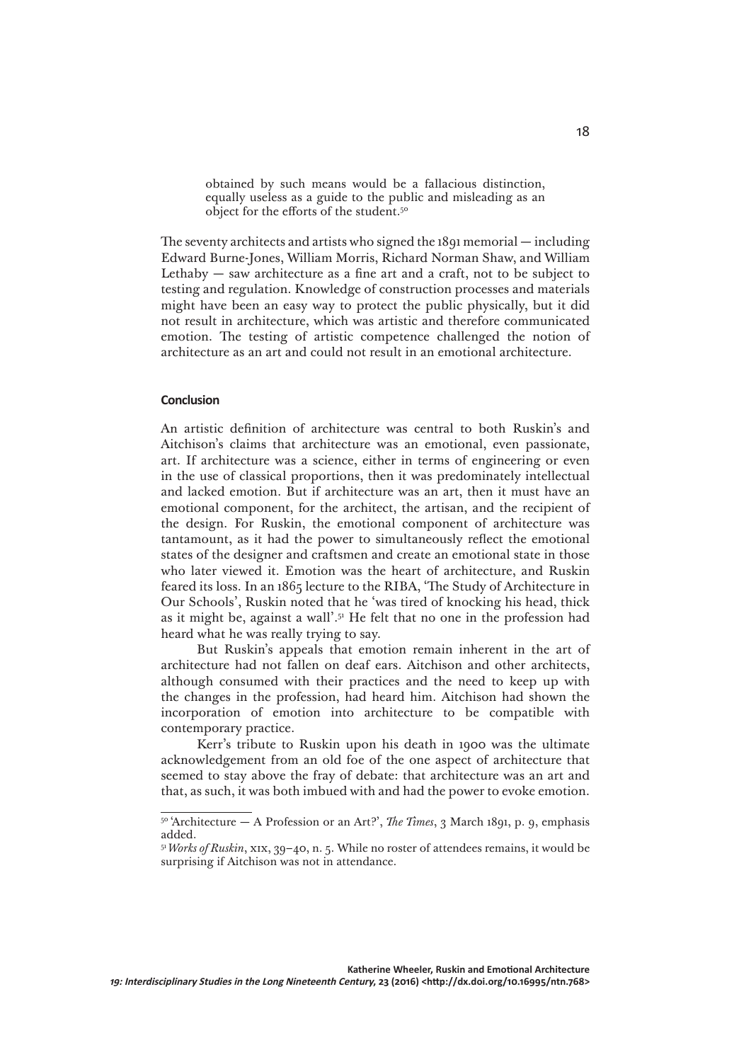> obtained by such means would be a fallacious distinction, equally useless as a guide to the public and misleading as an object for the efforts of the student.[50]

The seventy architects and artists who signed the 1891 memorial — including Edward Burne-Jones, William Morris, Richard Norman Shaw, and William Lethaby — saw architecture as a fine art and a craft, not to be subject to testing and regulation. Knowledge of construction processes and materials might have been an easy way to protect the public physically, but it did not result in architecture, which was artistic and therefore communicated emotion. The testing of artistic competence challenged the notion of architecture as an art and could not result in an emotional architecture.

## Conclusion

An artistic definition of architecture was central to both Ruskin's and Aitchison's claims that architecture was an emotional, even passionate, art. If architecture was a science, either in terms of engineering or even in the use of classical proportions, then it was predominately intellectual and lacked emotion. But if architecture was an art, then it must have an emotional component, for the architect, the artisan, and the recipient of the design. For Ruskin, the emotional component of architecture was tantamount, as it had the power to simultaneously reflect the emotional states of the designer and craftsmen and create an emotional state in those who later viewed it. Emotion was the heart of architecture, and Ruskin feared its loss. In an 1865 lecture to the RIBA, 'The Study of Architecture in Our Schools', Ruskin noted that he 'was tired of knocking his head, thick as it might be, against a wall'.[51] He felt that no one in the profession had heard what he was really trying to say.

But Ruskin's appeals that emotion remain inherent in the art of architecture had not fallen on deaf ears. Aitchison and other architects, although consumed with their practices and the need to keep up with the changes in the profession, had heard him. Aitchison had shown the incorporation of emotion into architecture to be compatible with contemporary practice.

Kerr's tribute to Ruskin upon his death in 1900 was the ultimate acknowledgement from an old foe of the one aspect of architecture that seemed to stay above the fray of debate: that architecture was an art and that, as such, it was both imbued with and had the power to evoke emotion.

---

[50] 'Architecture — A Profession or an Art?', *The Times*, 3 March 1891, p. 9, emphasis added.

[51] *Works of Ruskin*, XIX, 39–40, n. 5. While no roster of attendees remains, it would be surprising if Aitchison was not in attendance.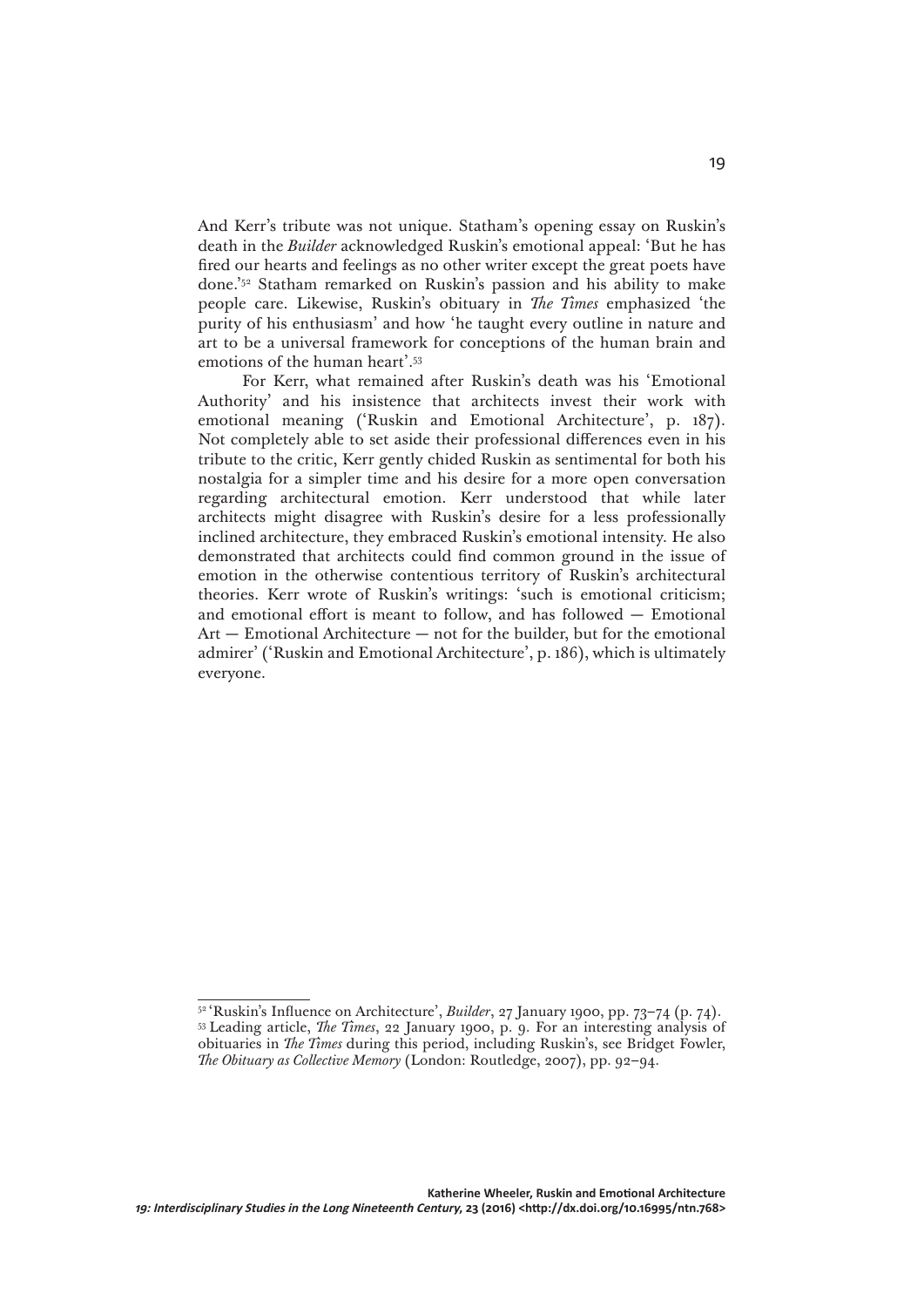And Kerr's tribute was not unique. Statham's opening essay on Ruskin's death in the *Builder* acknowledged Ruskin's emotional appeal: 'But he has fired our hearts and feelings as no other writer except the great poets have done.'[52] Statham remarked on Ruskin's passion and his ability to make people care. Likewise, Ruskin's obituary in *The Times* emphasized 'the purity of his enthusiasm' and how 'he taught every outline in nature and art to be a universal framework for conceptions of the human brain and emotions of the human heart'.[53]

For Kerr, what remained after Ruskin's death was his 'Emotional Authority' and his insistence that architects invest their work with emotional meaning ('Ruskin and Emotional Architecture', p. 187). Not completely able to set aside their professional differences even in his tribute to the critic, Kerr gently chided Ruskin as sentimental for both his nostalgia for a simpler time and his desire for a more open conversation regarding architectural emotion. Kerr understood that while later architects might disagree with Ruskin's desire for a less professionally inclined architecture, they embraced Ruskin's emotional intensity. He also demonstrated that architects could find common ground in the issue of emotion in the otherwise contentious territory of Ruskin's architectural theories. Kerr wrote of Ruskin's writings: 'such is emotional criticism; and emotional effort is meant to follow, and has followed — Emotional Art — Emotional Architecture — not for the builder, but for the emotional admirer' ('Ruskin and Emotional Architecture', p. 186), which is ultimately everyone.

---

[52] 'Ruskin's Influence on Architecture', *Builder*, 27 January 1900, pp. 73–74 (p. 74).

[53] Leading article, *The Times*, 22 January 1900, p. 9. For an interesting analysis of obituaries in *The Times* during this period, including Ruskin's, see Bridget Fowler, *The Obituary as Collective Memory* (London: Routledge, 2007), pp. 92–94.